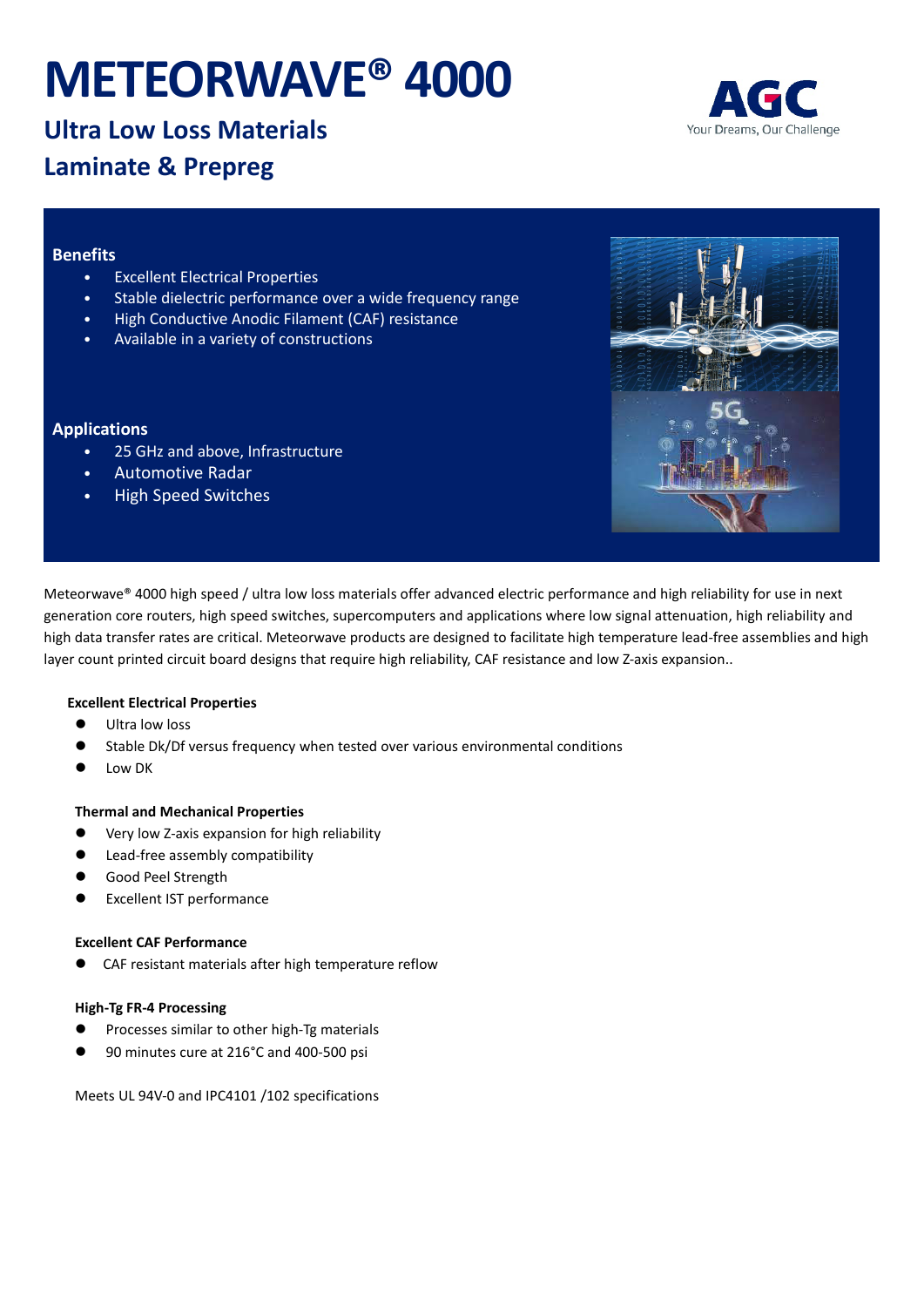# METEORWAVE® 4000

## Ultra Low Loss Materials

## Laminate & Prepreg

AGC
Your Dreams, Our Challenge

### Benefits

- Excellent Electrical Properties
- Stable dielectric performance over a wide frequency range
- High Conductive Anodic Filament (CAF) resistance
- Available in a variety of constructions

### Applications

- 25 GHz and above, Infrastructure
- Automotive Radar
- High Speed Switches

Meteorwave® 4000 high speed / ultra low loss materials offer advanced electric performance and high reliability for use in next generation core routers, high speed switches, supercomputers and applications where low signal attenuation, high reliability and high data transfer rates are critical. Meteorwave products are designed to facilitate high temperature lead-free assemblies and high layer count printed circuit board designs that require high reliability, CAF resistance and low Z-axis expansion..

**Excellent Electrical Properties**

- Ultra low loss
- Stable Dk/Df versus frequency when tested over various environmental conditions
- Low DK

**Thermal and Mechanical Properties**

- Very low Z-axis expansion for high reliability
- Lead-free assembly compatibility
- Good Peel Strength
- Excellent IST performance

**Excellent CAF Performance**

- CAF resistant materials after high temperature reflow

**High-Tg FR-4 Processing**

- Processes similar to other high-Tg materials
- 90 minutes cure at 216˚C and 400-500 psi

Meets UL 94V-0 and IPC4101 /102 specifications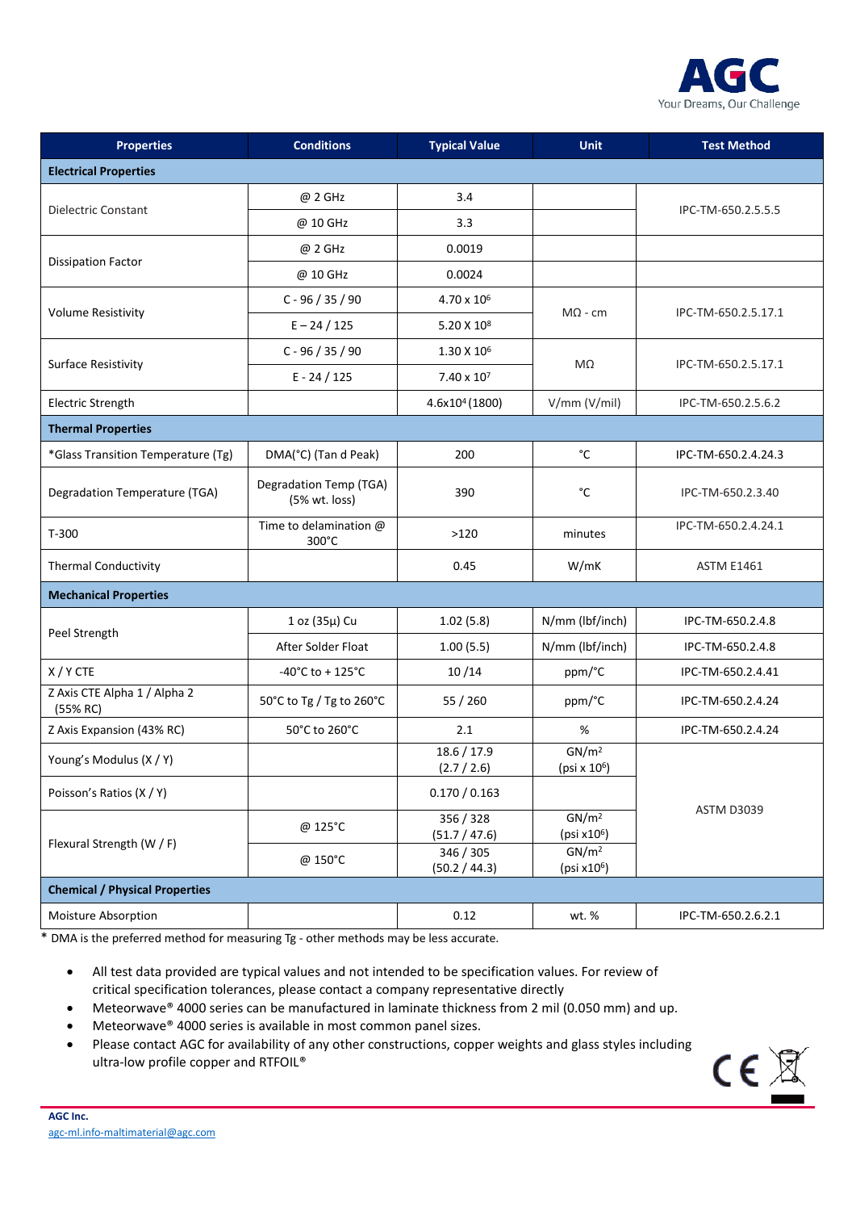| Properties | Conditions | Typical Value | Unit | Test Method |
|---|---|---|---|---|
| **Electrical Properties** | | | | |
| Dielectric Constant | @ 2 GHz | 3.4 | | IPC-TM-650.2.5.5.5 |
| | @ 10 GHz | 3.3 | | |
| Dissipation Factor | @ 2 GHz | 0.0019 | | |
| | @ 10 GHz | 0.0024 | | |
| Volume Resistivity | C - 96 / 35 / 90 | 4.70 x $10^6$ | MΩ - cm | IPC-TM-650.2.5.17.1 |
| | E – 24 / 125 | 5.20 X $10^8$ | | |
| Surface Resistivity | C - 96 / 35 / 90 | 1.30 X $10^6$ | MΩ | IPC-TM-650.2.5.17.1 |
| | E - 24 / 125 | 7.40 x $10^7$ | | |
| Electric Strength | | 4.6x$10^4$ (1800) | V/mm (V/mil) | IPC-TM-650.2.5.6.2 |
| **Thermal Properties** | | | | |
| *Glass Transition Temperature (Tg) | DMA(°C) (Tan d Peak) | 200 | °C | IPC-TM-650.2.4.24.3 |
| Degradation Temperature (TGA) | Degradation Temp (TGA) (5% wt. loss) | 390 | °C | IPC-TM-650.2.3.40 |
| T-300 | Time to delamination @ 300°C | >120 | minutes | IPC-TM-650.2.4.24.1 |
| Thermal Conductivity | | 0.45 | W/mK | ASTM E1461 |
| **Mechanical Properties** | | | | |
| Peel Strength | 1 oz (35µ) Cu | 1.02 (5.8) | N/mm (lbf/inch) | IPC-TM-650.2.4.8 |
| | After Solder Float | 1.00 (5.5) | N/mm (lbf/inch) | IPC-TM-650.2.4.8 |
| X / Y CTE | -40°C to + 125°C | 10 /14 | ppm/°C | IPC-TM-650.2.4.41 |
| Z Axis CTE Alpha 1 / Alpha 2 (55% RC) | 50°C to Tg / Tg to 260°C | 55 / 260 | ppm/°C | IPC-TM-650.2.4.24 |
| Z Axis Expansion (43% RC) | 50°C to 260°C | 2.1 | % | IPC-TM-650.2.4.24 |
| Young's Modulus (X / Y) | | 18.6 / 17.9 (2.7 / 2.6) | GN/$m^2$ (psi x $10^6$) | ASTM D3039 |
| Poisson's Ratios (X / Y) | | 0.170 / 0.163 | | |
| Flexural Strength (W / F) | @ 125°C | 356 / 328 (51.7 / 47.6) | GN/$m^2$ (psi x$10^6$) | |
| | @ 150°C | 346 / 305 (50.2 / 44.3) | GN/$m^2$ (psi x$10^6$) | |
| **Chemical / Physical Properties** | | | | |
| Moisture Absorption | | 0.12 | wt. % | IPC-TM-650.2.6.2.1 |

* DMA is the preferred method for measuring Tg - other methods may be less accurate.

- All test data provided are typical values and not intended to be specification values. For review of critical specification tolerances, please contact a company representative directly
- Meteorwave® 4000 series can be manufactured in laminate thickness from 2 mil (0.050 mm) and up.
- Meteorwave® 4000 series is available in most common panel sizes.
- Please contact AGC for availability of any other constructions, copper weights and glass styles including ultra-low profile copper and RTFOIL®

**AGC Inc.**
agc-ml.info-maltimaterial@agc.com